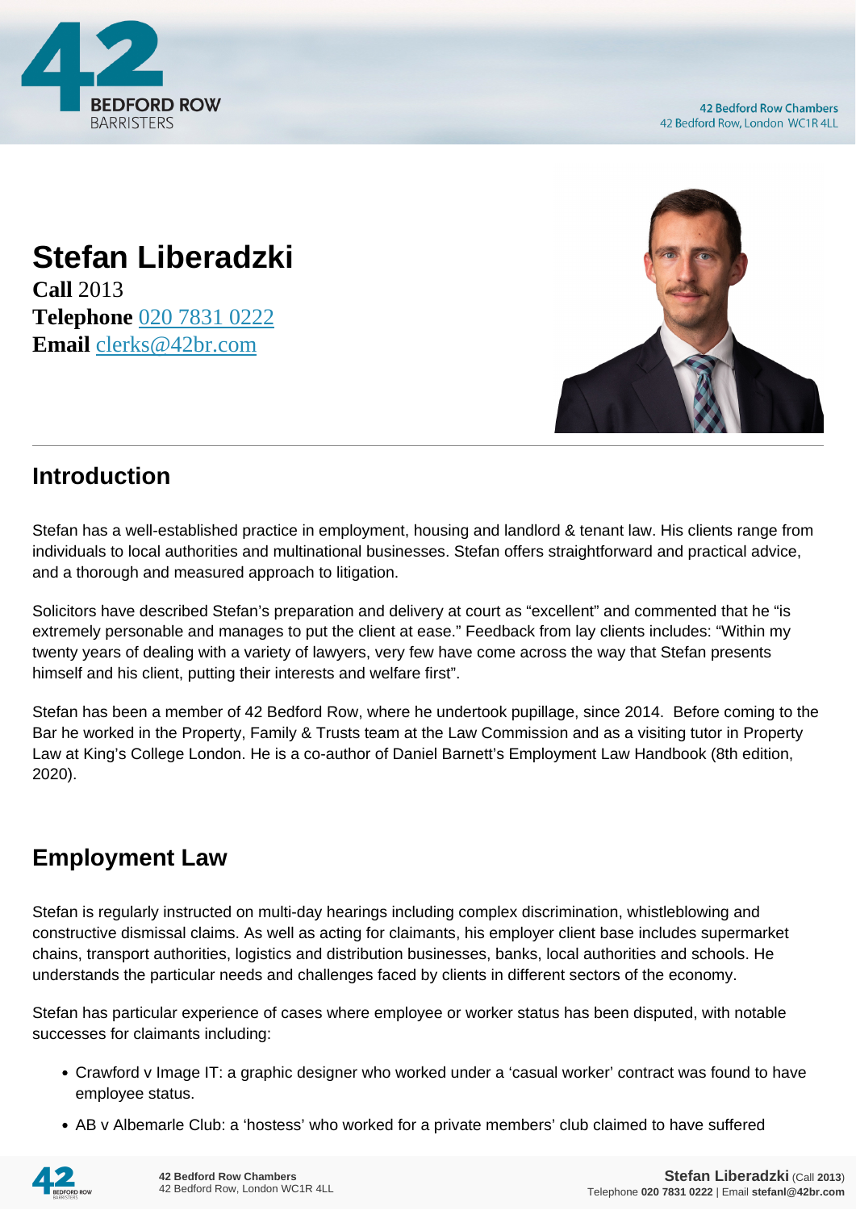# Stefan Liberadzki

**Call** 2013
**Telephone** 020 7831 0222
**Email** clerks@42br.com

## Introduction

Stefan has a well-established practice in employment, housing and landlord & tenant law. His clients range from individuals to local authorities and multinational businesses. Stefan offers straightforward and practical advice, and a thorough and measured approach to litigation.

Solicitors have described Stefan's preparation and delivery at court as "excellent" and commented that he "is extremely personable and manages to put the client at ease." Feedback from lay clients includes: "Within my twenty years of dealing with a variety of lawyers, very few have come across the way that Stefan presents himself and his client, putting their interests and welfare first".

Stefan has been a member of 42 Bedford Row, where he undertook pupillage, since 2014. Before coming to the Bar he worked in the Property, Family & Trusts team at the Law Commission and as a visiting tutor in Property Law at King's College London. He is a co-author of Daniel Barnett's Employment Law Handbook (8th edition, 2020).

## Employment Law

Stefan is regularly instructed on multi-day hearings including complex discrimination, whistleblowing and constructive dismissal claims. As well as acting for claimants, his employer client base includes supermarket chains, transport authorities, logistics and distribution businesses, banks, local authorities and schools. He understands the particular needs and challenges faced by clients in different sectors of the economy.

Stefan has particular experience of cases where employee or worker status has been disputed, with notable successes for claimants including:

- Crawford v Image IT: a graphic designer who worked under a 'casual worker' contract was found to have employee status.
- AB v Albemarle Club: a 'hostess' who worked for a private members' club claimed to have suffered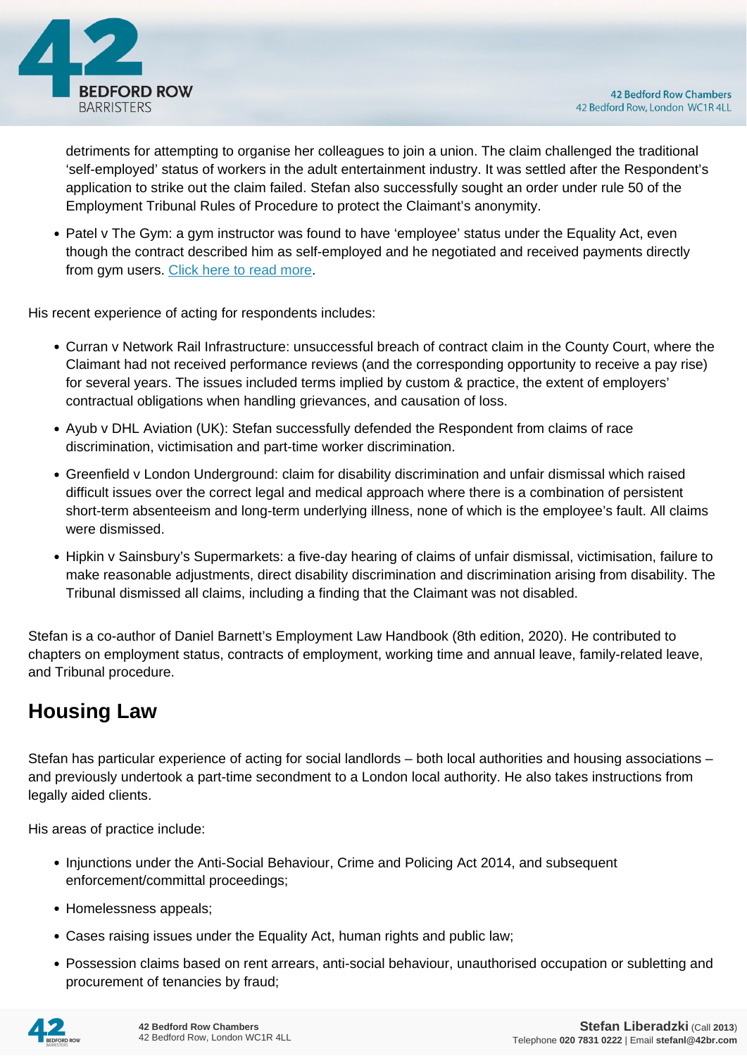- detriments for attempting to organise her colleagues to join a union. The claim challenged the traditional 'self-employed' status of workers in the adult entertainment industry. It was settled after the Respondent's application to strike out the claim failed. Stefan also successfully sought an order under rule 50 of the Employment Tribunal Rules of Procedure to protect the Claimant's anonymity.
- Patel v The Gym: a gym instructor was found to have 'employee' status under the Equality Act, even though the contract described him as self-employed and he negotiated and received payments directly from gym users. Click here to read more.

His recent experience of acting for respondents includes:

- Curran v Network Rail Infrastructure: unsuccessful breach of contract claim in the County Court, where the Claimant had not received performance reviews (and the corresponding opportunity to receive a pay rise) for several years. The issues included terms implied by custom & practice, the extent of employers' contractual obligations when handling grievances, and causation of loss.
- Ayub v DHL Aviation (UK): Stefan successfully defended the Respondent from claims of race discrimination, victimisation and part-time worker discrimination.
- Greenfield v London Underground: claim for disability discrimination and unfair dismissal which raised difficult issues over the correct legal and medical approach where there is a combination of persistent short-term absenteeism and long-term underlying illness, none of which is the employee's fault. All claims were dismissed.
- Hipkin v Sainsbury's Supermarkets: a five-day hearing of claims of unfair dismissal, victimisation, failure to make reasonable adjustments, direct disability discrimination and discrimination arising from disability. The Tribunal dismissed all claims, including a finding that the Claimant was not disabled.

Stefan is a co-author of Daniel Barnett's Employment Law Handbook (8th edition, 2020). He contributed to chapters on employment status, contracts of employment, working time and annual leave, family-related leave, and Tribunal procedure.

## Housing Law

Stefan has particular experience of acting for social landlords – both local authorities and housing associations – and previously undertook a part-time secondment to a London local authority. He also takes instructions from legally aided clients.

His areas of practice include:

- Injunctions under the Anti-Social Behaviour, Crime and Policing Act 2014, and subsequent enforcement/committal proceedings;
- Homelessness appeals;
- Cases raising issues under the Equality Act, human rights and public law;
- Possession claims based on rent arrears, anti-social behaviour, unauthorised occupation or subletting and procurement of tenancies by fraud;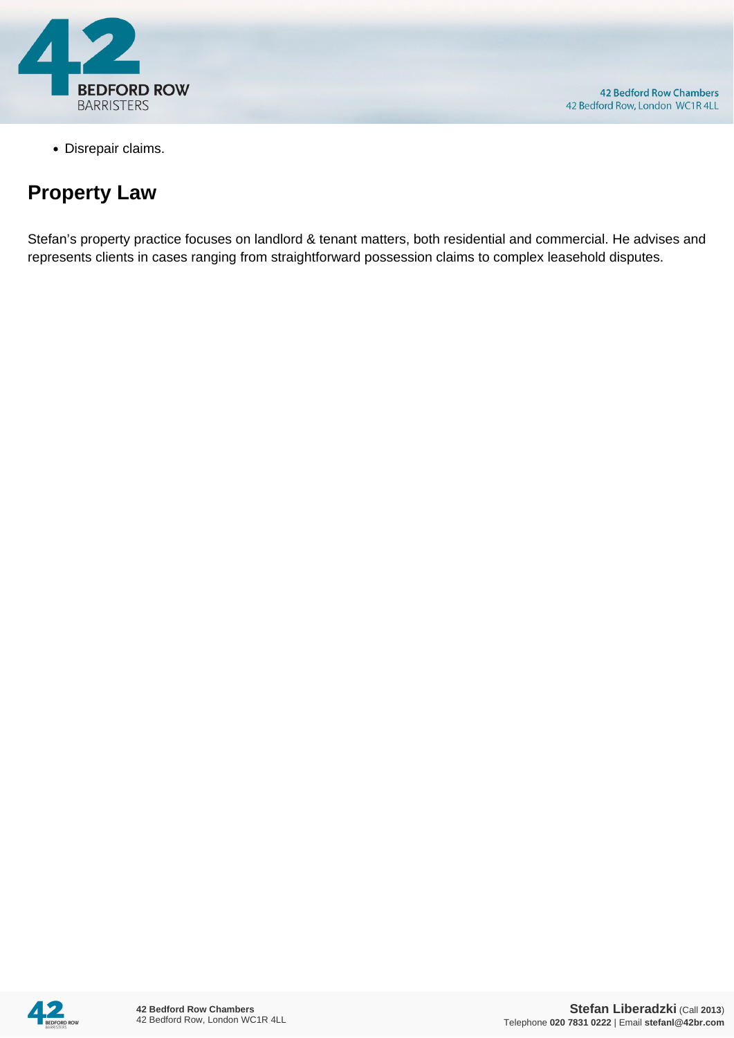- Disrepair claims.

## Property Law

Stefan's property practice focuses on landlord & tenant matters, both residential and commercial. He advises and represents clients in cases ranging from straightforward possession claims to complex leasehold disputes.